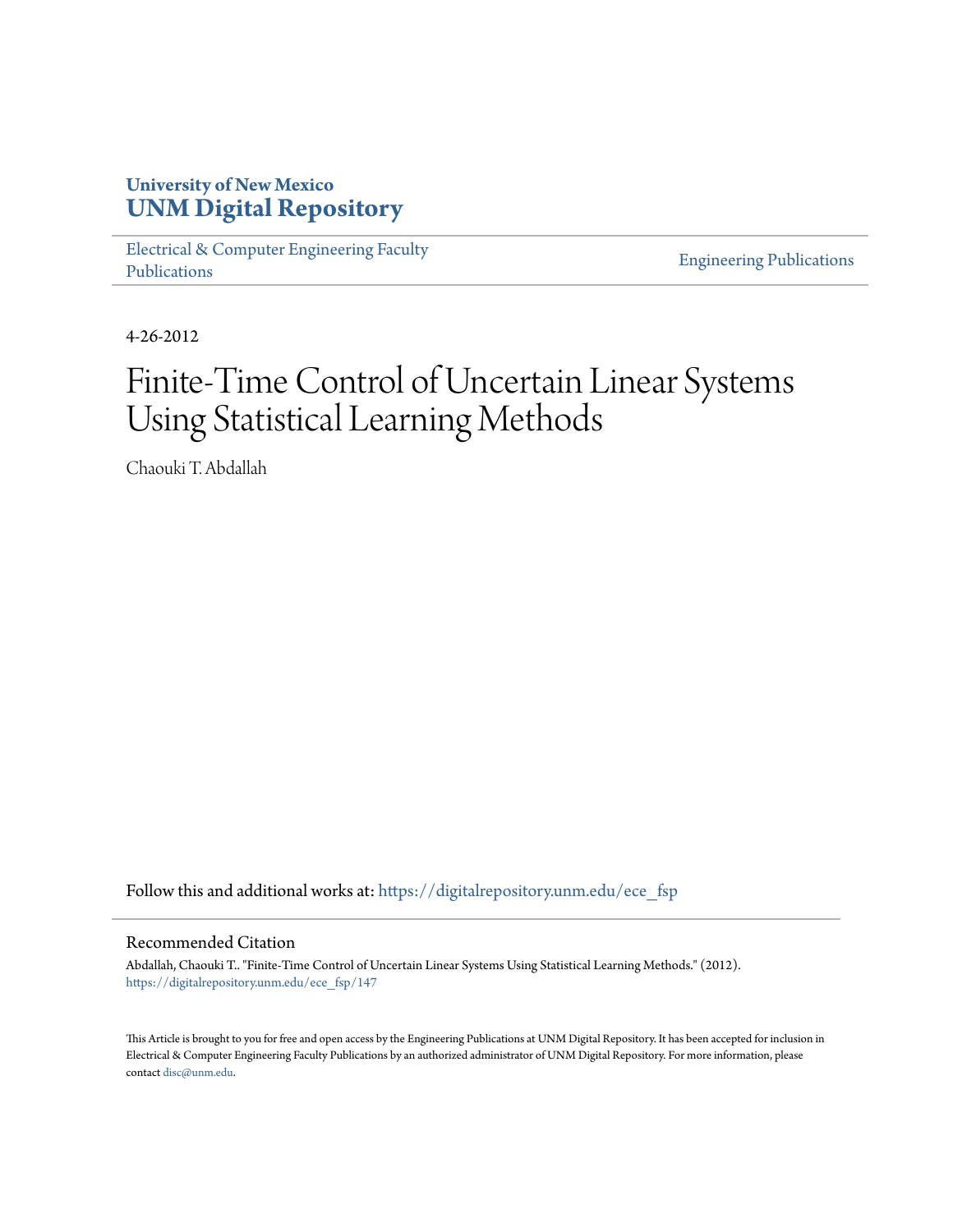University of New Mexico
**UNM Digital Repository**

Electrical & Computer Engineering Faculty Publications

Engineering Publications

4-26-2012

# Finite-Time Control of Uncertain Linear Systems Using Statistical Learning Methods

Chaouki T. Abdallah

Follow this and additional works at: https://digitalrepository.unm.edu/ece_fsp

## Recommended Citation

Abdallah, Chaouki T.. "Finite-Time Control of Uncertain Linear Systems Using Statistical Learning Methods." (2012). https://digitalrepository.unm.edu/ece_fsp/147

This Article is brought to you for free and open access by the Engineering Publications at UNM Digital Repository. It has been accepted for inclusion in Electrical & Computer Engineering Faculty Publications by an authorized administrator of UNM Digital Repository. For more information, please contact disc@unm.edu.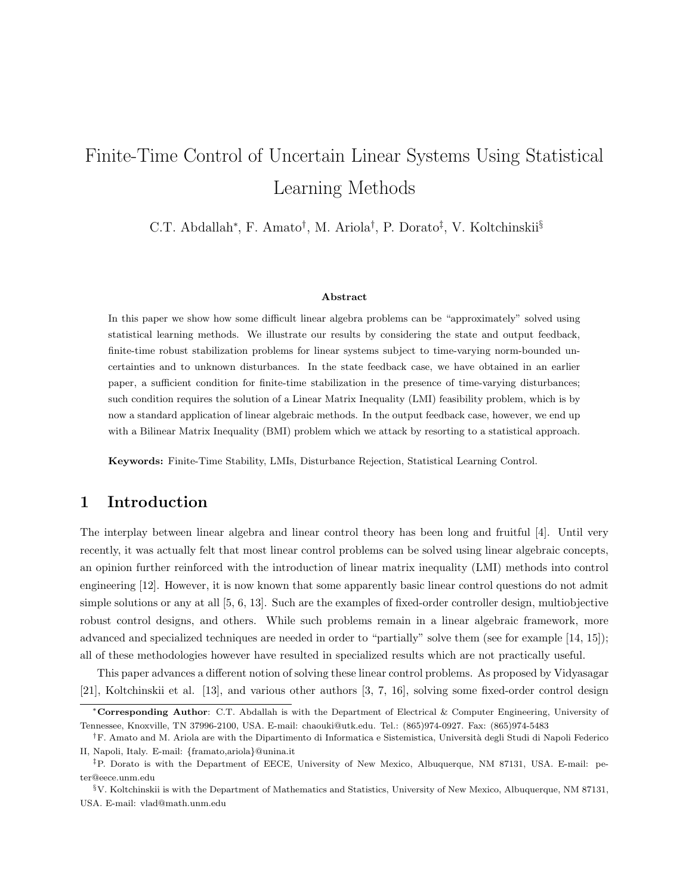# Finite-Time Control of Uncertain Linear Systems Using Statistical Learning Methods

C.T. Abdallah[*], F. Amato[†], M. Ariola[†], P. Dorato[‡], V. Koltchinskii[§]

### Abstract

In this paper we show how some difficult linear algebra problems can be "approximately" solved using statistical learning methods. We illustrate our results by considering the state and output feedback, finite-time robust stabilization problems for linear systems subject to time-varying norm-bounded uncertainties and to unknown disturbances. In the state feedback case, we have obtained in an earlier paper, a sufficient condition for finite-time stabilization in the presence of time-varying disturbances; such condition requires the solution of a Linear Matrix Inequality (LMI) feasibility problem, which is by now a standard application of linear algebraic methods. In the output feedback case, however, we end up with a Bilinear Matrix Inequality (BMI) problem which we attack by resorting to a statistical approach.

**Keywords:** Finite-Time Stability, LMIs, Disturbance Rejection, Statistical Learning Control.

## 1 Introduction

The interplay between linear algebra and linear control theory has been long and fruitful [4]. Until very recently, it was actually felt that most linear control problems can be solved using linear algebraic concepts, an opinion further reinforced with the introduction of linear matrix inequality (LMI) methods into control engineering [12]. However, it is now known that some apparently basic linear control questions do not admit simple solutions or any at all [5, 6, 13]. Such are the examples of fixed-order controller design, multiobjective robust control designs, and others. While such problems remain in a linear algebraic framework, more advanced and specialized techniques are needed in order to "partially" solve them (see for example [14, 15]); all of these methodologies however have resulted in specialized results which are not practically useful.

This paper advances a different notion of solving these linear control problems. As proposed by Vidyasagar [21], Koltchinskii et al. [13], and various other authors [3, 7, 16], solving some fixed-order control design

---

[*] **Corresponding Author**: C.T. Abdallah is with the Department of Electrical & Computer Engineering, University of Tennessee, Knoxville, TN 37996-2100, USA. E-mail: chaouki@utk.edu. Tel.: (865)974-0927. Fax: (865)974-5483

[†] F. Amato and M. Ariola are with the Dipartimento di Informatica e Sistemistica, Università degli Studi di Napoli Federico II, Napoli, Italy. E-mail: {framato,ariola}@unina.it

[‡] P. Dorato is with the Department of EECE, University of New Mexico, Albuquerque, NM 87131, USA. E-mail: peter@eece.unm.edu

[§] V. Koltchinskii is with the Department of Mathematics and Statistics, University of New Mexico, Albuquerque, NM 87131, USA. E-mail: vlad@math.unm.edu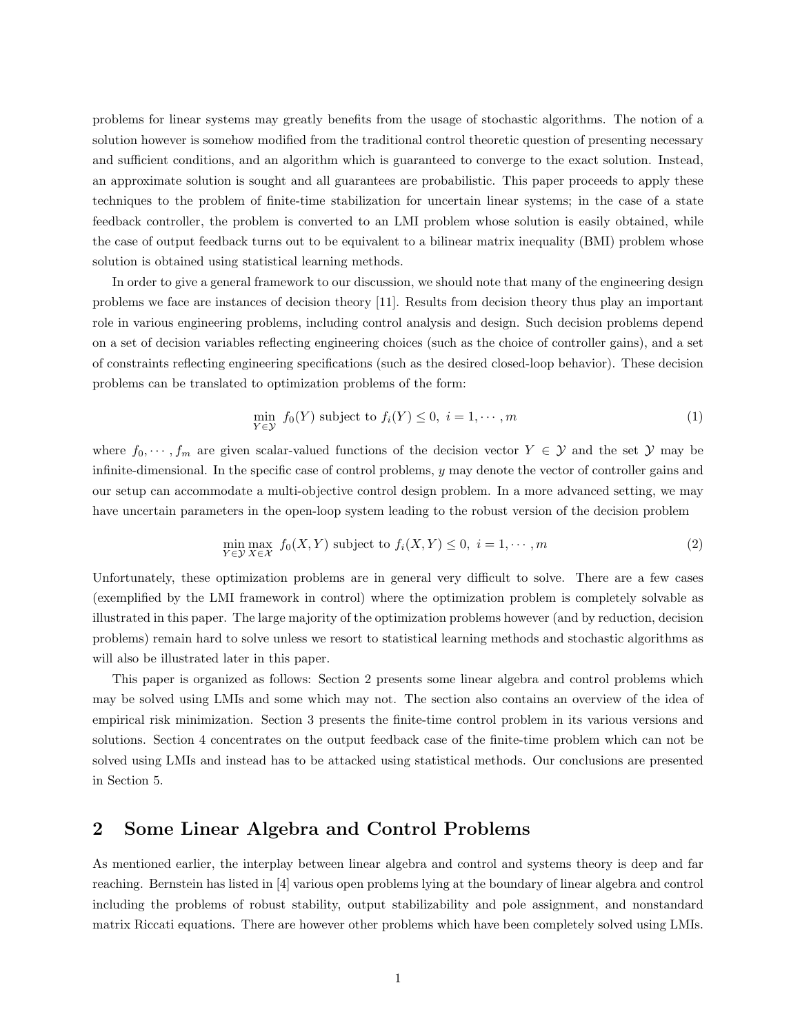problems for linear systems may greatly benefits from the usage of stochastic algorithms. The notion of a solution however is somehow modified from the traditional control theoretic question of presenting necessary and sufficient conditions, and an algorithm which is guaranteed to converge to the exact solution. Instead, an approximate solution is sought and all guarantees are probabilistic. This paper proceeds to apply these techniques to the problem of finite-time stabilization for uncertain linear systems; in the case of a state feedback controller, the problem is converted to an LMI problem whose solution is easily obtained, while the case of output feedback turns out to be equivalent to a bilinear matrix inequality (BMI) problem whose solution is obtained using statistical learning methods.

In order to give a general framework to our discussion, we should note that many of the engineering design problems we face are instances of decision theory [11]. Results from decision theory thus play an important role in various engineering problems, including control analysis and design. Such decision problems depend on a set of decision variables reflecting engineering choices (such as the choice of controller gains), and a set of constraints reflecting engineering specifications (such as the desired closed-loop behavior). These decision problems can be translated to optimization problems of the form:

$$\min_{Y \in \mathcal{Y}} \ f_0(Y) \text{ subject to } f_i(Y) \leq 0, \ i = 1, \cdots, m \tag{1}$$

where $f_0, \cdots, f_m$ are given scalar-valued functions of the decision vector $Y \in \mathcal{Y}$ and the set $\mathcal{Y}$ may be infinite-dimensional. In the specific case of control problems, $y$ may denote the vector of controller gains and our setup can accommodate a multi-objective control design problem. In a more advanced setting, we may have uncertain parameters in the open-loop system leading to the robust version of the decision problem

$$\min_{Y \in \mathcal{Y}} \max_{X \in \mathcal{X}} \ f_0(X, Y) \text{ subject to } f_i(X, Y) \leq 0, \ i = 1, \cdots, m \tag{2}$$

Unfortunately, these optimization problems are in general very difficult to solve. There are a few cases (exemplified by the LMI framework in control) where the optimization problem is completely solvable as illustrated in this paper. The large majority of the optimization problems however (and by reduction, decision problems) remain hard to solve unless we resort to statistical learning methods and stochastic algorithms as will also be illustrated later in this paper.

This paper is organized as follows: Section 2 presents some linear algebra and control problems which may be solved using LMIs and some which may not. The section also contains an overview of the idea of empirical risk minimization. Section 3 presents the finite-time control problem in its various versions and solutions. Section 4 concentrates on the output feedback case of the finite-time problem which can not be solved using LMIs and instead has to be attacked using statistical methods. Our conclusions are presented in Section 5.

## 2 Some Linear Algebra and Control Problems

As mentioned earlier, the interplay between linear algebra and control and systems theory is deep and far reaching. Bernstein has listed in [4] various open problems lying at the boundary of linear algebra and control including the problems of robust stability, output stabilizability and pole assignment, and nonstandard matrix Riccati equations. There are however other problems which have been completely solved using LMIs.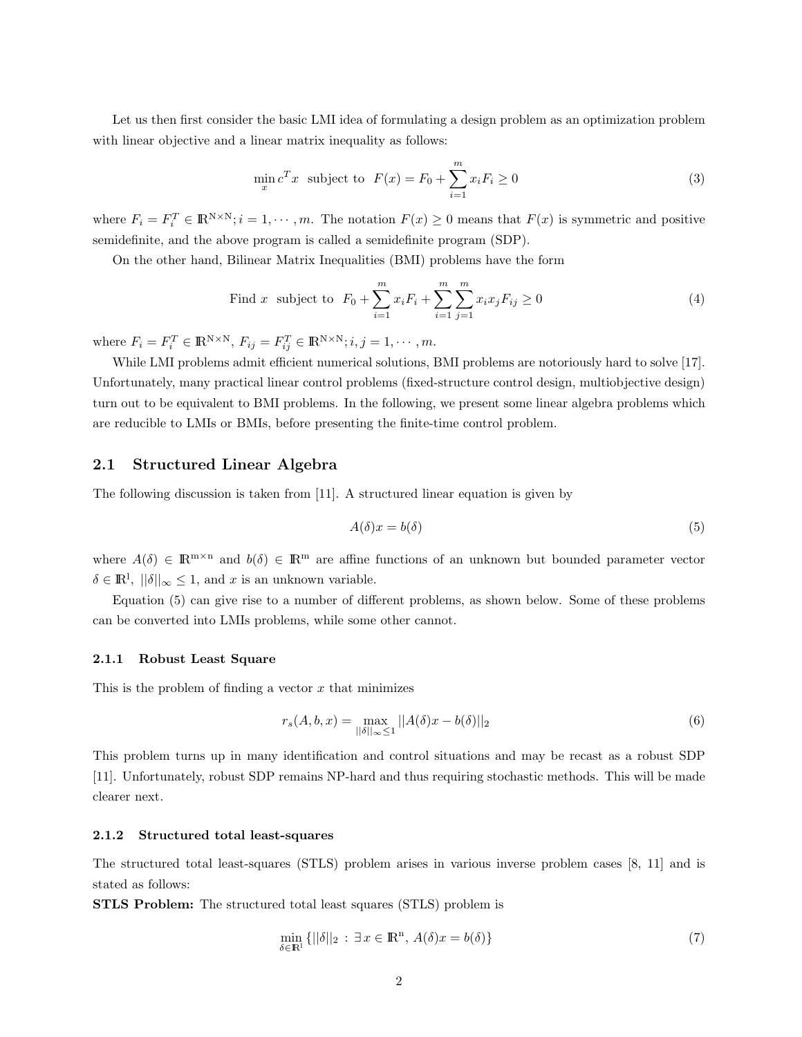Let us then first consider the basic LMI idea of formulating a design problem as an optimization problem with linear objective and a linear matrix inequality as follows:

$$\min_x c^T x \quad \text{subject to} \quad F(x) = F_0 + \sum_{i=1}^{m} x_i F_i \geq 0 \tag{3}$$

where $F_i = F_i^T \in \mathbb{R}^{N \times N}; i = 1, \cdots, m$. The notation $F(x) \geq 0$ means that $F(x)$ is symmetric and positive semidefinite, and the above program is called a semidefinite program (SDP).

On the other hand, Bilinear Matrix Inequalities (BMI) problems have the form

$$\text{Find } x \quad \text{subject to} \quad F_0 + \sum_{i=1}^{m} x_i F_i + \sum_{i=1}^{m} \sum_{j=1}^{m} x_i x_j F_{ij} \geq 0 \tag{4}$$

where $F_i = F_i^T \in \mathbb{R}^{N \times N}$, $F_{ij} = F_{ij}^T \in \mathbb{R}^{N \times N}; i, j = 1, \cdots, m$.

While LMI problems admit efficient numerical solutions, BMI problems are notoriously hard to solve [17]. Unfortunately, many practical linear control problems (fixed-structure control design, multiobjective design) turn out to be equivalent to BMI problems. In the following, we present some linear algebra problems which are reducible to LMIs or BMIs, before presenting the finite-time control problem.

## 2.1 Structured Linear Algebra

The following discussion is taken from [11]. A structured linear equation is given by

$$A(\delta)x = b(\delta) \tag{5}$$

where $A(\delta) \in \mathbb{R}^{m \times n}$ and $b(\delta) \in \mathbb{R}^{m}$ are affine functions of an unknown but bounded parameter vector $\delta \in \mathbb{R}^{l}$, $||\delta||_\infty \leq 1$, and $x$ is an unknown variable.

Equation (5) can give rise to a number of different problems, as shown below. Some of these problems can be converted into LMIs problems, while some other cannot.

### 2.1.1 Robust Least Square

This is the problem of finding a vector $x$ that minimizes

$$r_s(A, b, x) = \max_{||\delta||_\infty \leq 1} ||A(\delta)x - b(\delta)||_2 \tag{6}$$

This problem turns up in many identification and control situations and may be recast as a robust SDP [11]. Unfortunately, robust SDP remains NP-hard and thus requiring stochastic methods. This will be made clearer next.

### 2.1.2 Structured total least-squares

The structured total least-squares (STLS) problem arises in various inverse problem cases [8, 11] and is stated as follows:

**STLS Problem:** The structured total least squares (STLS) problem is

$$\min_{\delta \in \mathbb{R}^{l}} \{||\delta||_2 \, : \, \exists \, x \in \mathbb{R}^{n}, \, A(\delta)x = b(\delta)\} \tag{7}$$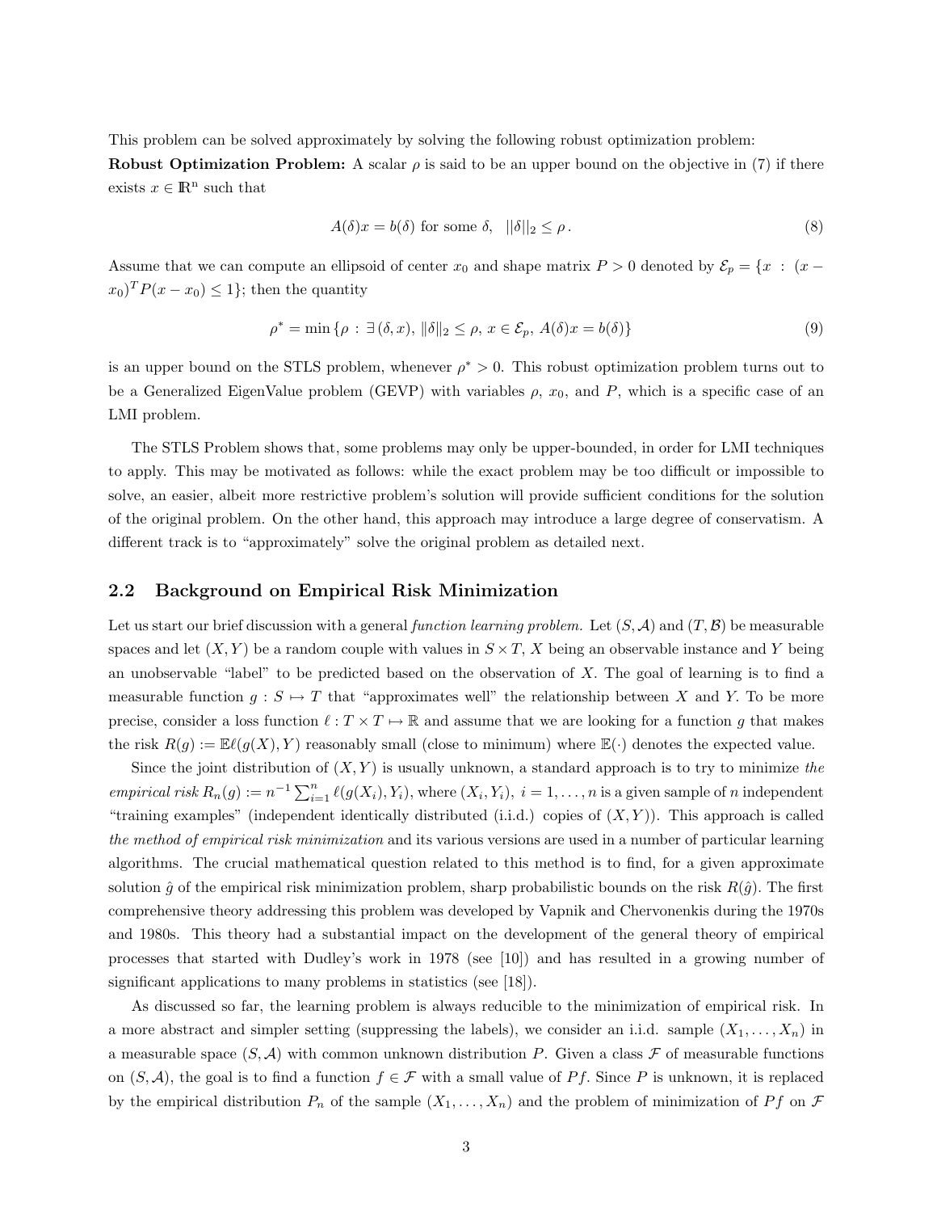This problem can be solved approximately by solving the following robust optimization problem:
**Robust Optimization Problem:** A scalar $\rho$ is said to be an upper bound on the objective in (7) if there exists $x \in \mathbb{R}^n$ such that

$$A(\delta)x = b(\delta) \text{ for some } \delta, \quad ||\delta||_2 \leq \rho \,. \tag{8}$$

Assume that we can compute an ellipsoid of center $x_0$ and shape matrix $P > 0$ denoted by $\mathcal{E}_p = \{x \ : \ (x - x_0)^T P (x - x_0) \leq 1\}$; then the quantity

$$\rho^* = \min \{\rho \ : \ \exists \, (\delta, x), \, \|\delta\|_2 \leq \rho, \, x \in \mathcal{E}_p, \, A(\delta)x = b(\delta)\} \tag{9}$$

is an upper bound on the STLS problem, whenever $\rho^* > 0$. This robust optimization problem turns out to be a Generalized EigenValue problem (GEVP) with variables $\rho$, $x_0$, and $P$, which is a specific case of an LMI problem.

The STLS Problem shows that, some problems may only be upper-bounded, in order for LMI techniques to apply. This may be motivated as follows: while the exact problem may be too difficult or impossible to solve, an easier, albeit more restrictive problem's solution will provide sufficient conditions for the solution of the original problem. On the other hand, this approach may introduce a large degree of conservatism. A different track is to "approximately" solve the original problem as detailed next.

## 2.2 Background on Empirical Risk Minimization

Let us start our brief discussion with a general *function learning problem*. Let $(S, \mathcal{A})$ and $(T, \mathcal{B})$ be measurable spaces and let $(X, Y)$ be a random couple with values in $S \times T$, $X$ being an observable instance and $Y$ being an unobservable "label" to be predicted based on the observation of $X$. The goal of learning is to find a measurable function $g : S \mapsto T$ that "approximates well" the relationship between $X$ and $Y$. To be more precise, consider a loss function $\ell : T \times T \mapsto \mathbb{R}$ and assume that we are looking for a function $g$ that makes the risk $R(g) := \mathbb{E}\ell(g(X), Y)$ reasonably small (close to minimum) where $\mathbb{E}(\cdot)$ denotes the expected value.

Since the joint distribution of $(X, Y)$ is usually unknown, a standard approach is to try to minimize *the empirical risk* $R_n(g) := n^{-1} \sum_{i=1}^{n} \ell(g(X_i), Y_i)$, where $(X_i, Y_i), \ i = 1, \ldots, n$ is a given sample of $n$ independent "training examples" (independent identically distributed (i.i.d.) copies of $(X, Y)$). This approach is called *the method of empirical risk minimization* and its various versions are used in a number of particular learning algorithms. The crucial mathematical question related to this method is to find, for a given approximate solution $\hat{g}$ of the empirical risk minimization problem, sharp probabilistic bounds on the risk $R(\hat{g})$. The first comprehensive theory addressing this problem was developed by Vapnik and Chervonenkis during the 1970s and 1980s. This theory had a substantial impact on the development of the general theory of empirical processes that started with Dudley's work in 1978 (see [10]) and has resulted in a growing number of significant applications to many problems in statistics (see [18]).

As discussed so far, the learning problem is always reducible to the minimization of empirical risk. In a more abstract and simpler setting (suppressing the labels), we consider an i.i.d. sample $(X_1, \ldots, X_n)$ in a measurable space $(S, \mathcal{A})$ with common unknown distribution $P$. Given a class $\mathcal{F}$ of measurable functions on $(S, \mathcal{A})$, the goal is to find a function $f \in \mathcal{F}$ with a small value of $Pf$. Since $P$ is unknown, it is replaced by the empirical distribution $P_n$ of the sample $(X_1, \ldots, X_n)$ and the problem of minimization of $Pf$ on $\mathcal{F}$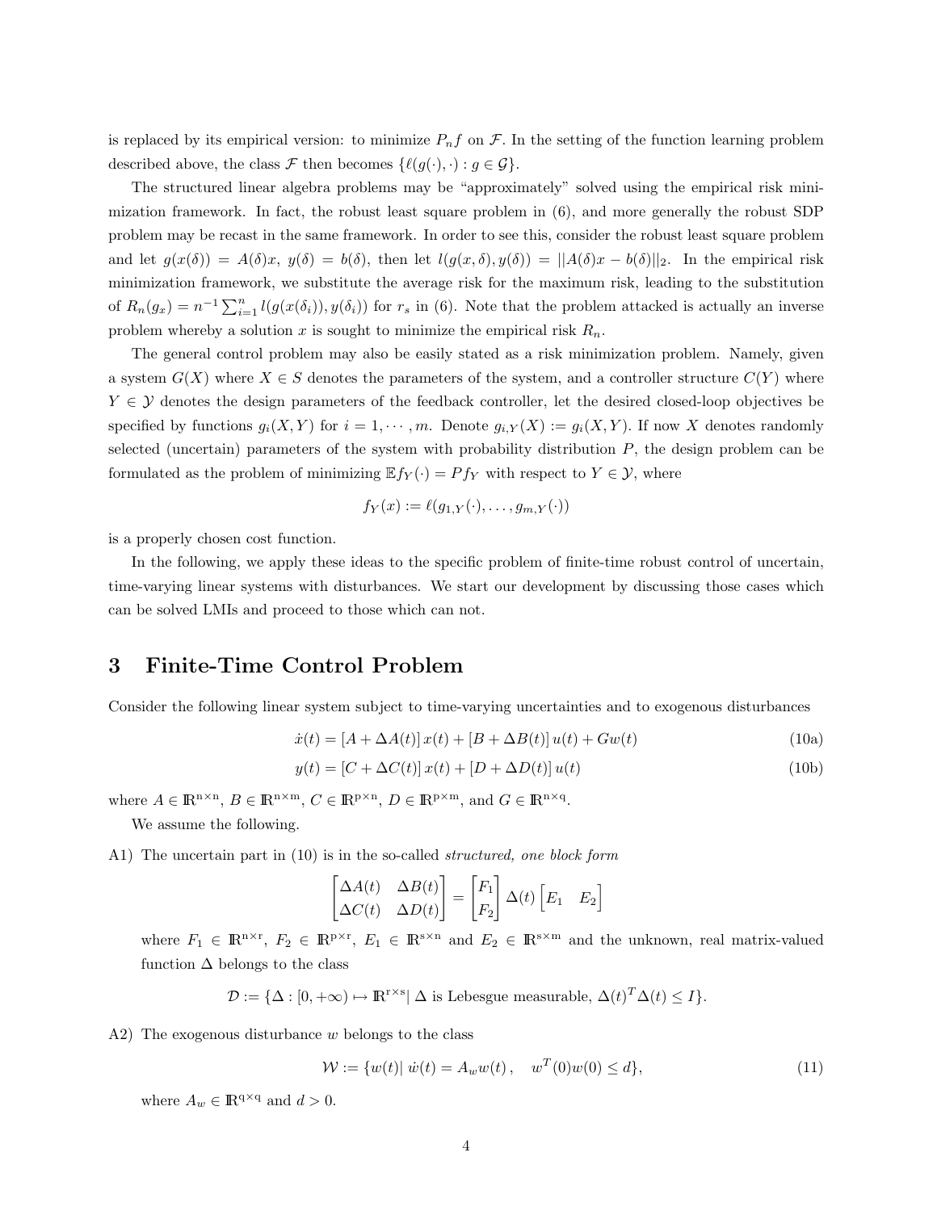is replaced by its empirical version: to minimize $P_n f$ on $\mathcal{F}$. In the setting of the function learning problem described above, the class $\mathcal{F}$ then becomes $\{\ell(g(\cdot),\cdot) : g \in \mathcal{G}\}$.

The structured linear algebra problems may be "approximately" solved using the empirical risk minimization framework. In fact, the robust least square problem in (6), and more generally the robust SDP problem may be recast in the same framework. In order to see this, consider the robust least square problem and let $g(x(\delta)) = A(\delta)x$, $y(\delta) = b(\delta)$, then let $l(g(x,\delta), y(\delta)) = ||A(\delta)x - b(\delta)||_2$. In the empirical risk minimization framework, we substitute the average risk for the maximum risk, leading to the substitution of $R_n(g_x) = n^{-1}\sum_{i=1}^{n} l(g(x(\delta_i)), y(\delta_i))$ for $r_s$ in (6). Note that the problem attacked is actually an inverse problem whereby a solution $x$ is sought to minimize the empirical risk $R_n$.

The general control problem may also be easily stated as a risk minimization problem. Namely, given a system $G(X)$ where $X \in S$ denotes the parameters of the system, and a controller structure $C(Y)$ where $Y \in \mathcal{Y}$ denotes the design parameters of the feedback controller, let the desired closed-loop objectives be specified by functions $g_i(X,Y)$ for $i = 1, \cdots, m$. Denote $g_{i,Y}(X) := g_i(X,Y)$. If now $X$ denotes randomly selected (uncertain) parameters of the system with probability distribution $P$, the design problem can be formulated as the problem of minimizing $\mathbb{E} f_Y(\cdot) = P f_Y$ with respect to $Y \in \mathcal{Y}$, where

$$f_Y(x) := \ell(g_{1,Y}(\cdot), \ldots, g_{m,Y}(\cdot))$$

is a properly chosen cost function.

In the following, we apply these ideas to the specific problem of finite-time robust control of uncertain, time-varying linear systems with disturbances. We start our development by discussing those cases which can be solved LMIs and proceed to those which can not.

## 3 Finite-Time Control Problem

Consider the following linear system subject to time-varying uncertainties and to exogenous disturbances

$$\dot{x}(t) = [A + \Delta A(t)]\, x(t) + [B + \Delta B(t)]\, u(t) + G w(t) \tag{10a}$$

$$y(t) = [C + \Delta C(t)]\, x(t) + [D + \Delta D(t)]\, u(t) \tag{10b}$$

where $A \in \mathbb{R}^{n\times n}$, $B \in \mathbb{R}^{n\times m}$, $C \in \mathbb{R}^{p\times n}$, $D \in \mathbb{R}^{p\times m}$, and $G \in \mathbb{R}^{n\times q}$.

We assume the following.

A1) The uncertain part in (10) is in the so-called *structured, one block form*

$$\begin{bmatrix} \Delta A(t) & \Delta B(t) \\ \Delta C(t) & \Delta D(t) \end{bmatrix} = \begin{bmatrix} F_1 \\ F_2 \end{bmatrix} \Delta(t) \begin{bmatrix} E_1 & E_2 \end{bmatrix}$$

where $F_1 \in \mathbb{R}^{n\times r}$, $F_2 \in \mathbb{R}^{p\times r}$, $E_1 \in \mathbb{R}^{s\times n}$ and $E_2 \in \mathbb{R}^{s\times m}$ and the unknown, real matrix-valued function $\Delta$ belongs to the class

$$\mathcal{D} := \{\Delta : [0, +\infty) \mapsto \mathbb{R}^{r\times s} |\ \Delta \text{ is Lebesgue measurable}, \ \Delta(t)^T \Delta(t) \leq I\}.$$

A2) The exogenous disturbance $w$ belongs to the class

$$\mathcal{W} := \{w(t) |\ \dot{w}(t) = A_w w(t)\,, \quad w^T(0) w(0) \leq d\}, \tag{11}$$

where $A_w \in \mathbb{R}^{q\times q}$ and $d > 0$.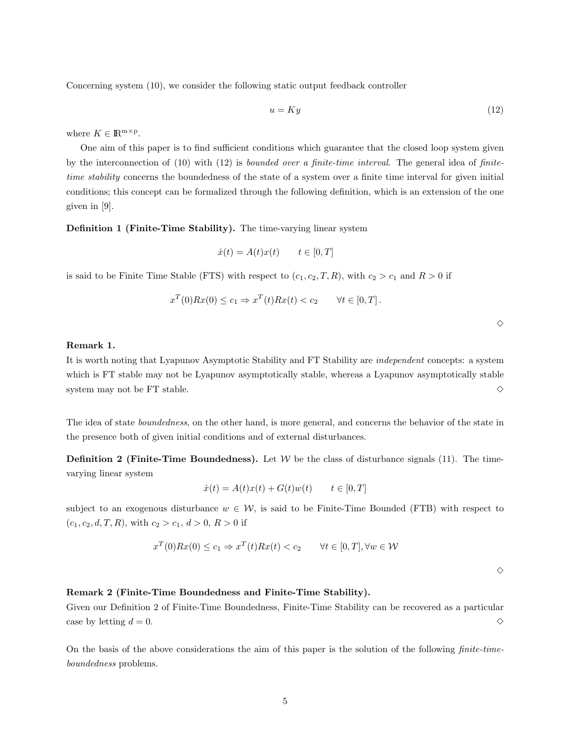Concerning system (10), we consider the following static output feedback controller

$$u = Ky \tag{12}$$

where $K \in \mathbb{R}^{m \times p}$.

One aim of this paper is to find sufficient conditions which guarantee that the closed loop system given by the interconnection of (10) with (12) is *bounded over a finite-time interval*. The general idea of *finite-time stability* concerns the boundedness of the state of a system over a finite time interval for given initial conditions; this concept can be formalized through the following definition, which is an extension of the one given in [9].

**Definition 1 (Finite-Time Stability).** The time-varying linear system

$$\dot{x}(t) = A(t)x(t) \qquad t \in [0, T]$$

is said to be Finite Time Stable (FTS) with respect to $(c_1, c_2, T, R)$, with $c_2 > c_1$ and $R > 0$ if

$$x^T(0)Rx(0) \le c_1 \Rightarrow x^T(t)Rx(t) < c_2 \qquad \forall t \in [0, T] \,.$$

◇

**Remark 1.**
It is worth noting that Lyapunov Asymptotic Stability and FT Stability are *independent* concepts: a system which is FT stable may not be Lyapunov asymptotically stable, whereas a Lyapunov asymptotically stable system may not be FT stable. ◇

The idea of state *boundedness*, on the other hand, is more general, and concerns the behavior of the state in the presence both of given initial conditions and of external disturbances.

**Definition 2 (Finite-Time Boundedness).** Let $\mathcal{W}$ be the class of disturbance signals (11). The time-varying linear system

$$\dot{x}(t) = A(t)x(t) + G(t)w(t) \qquad t \in [0, T]$$

subject to an exogenous disturbance $w \in \mathcal{W}$, is said to be Finite-Time Bounded (FTB) with respect to $(c_1, c_2, d, T, R)$, with $c_2 > c_1$, $d > 0$, $R > 0$ if

$$x^T(0)Rx(0) \le c_1 \Rightarrow x^T(t)Rx(t) < c_2 \qquad \forall t \in [0, T], \forall w \in \mathcal{W}$$

◇

**Remark 2 (Finite-Time Boundedness and Finite-Time Stability).**
Given our Definition 2 of Finite-Time Boundedness, Finite-Time Stability can be recovered as a particular case by letting $d = 0$. ◇

On the basis of the above considerations the aim of this paper is the solution of the following *finite-time-boundedness* problems.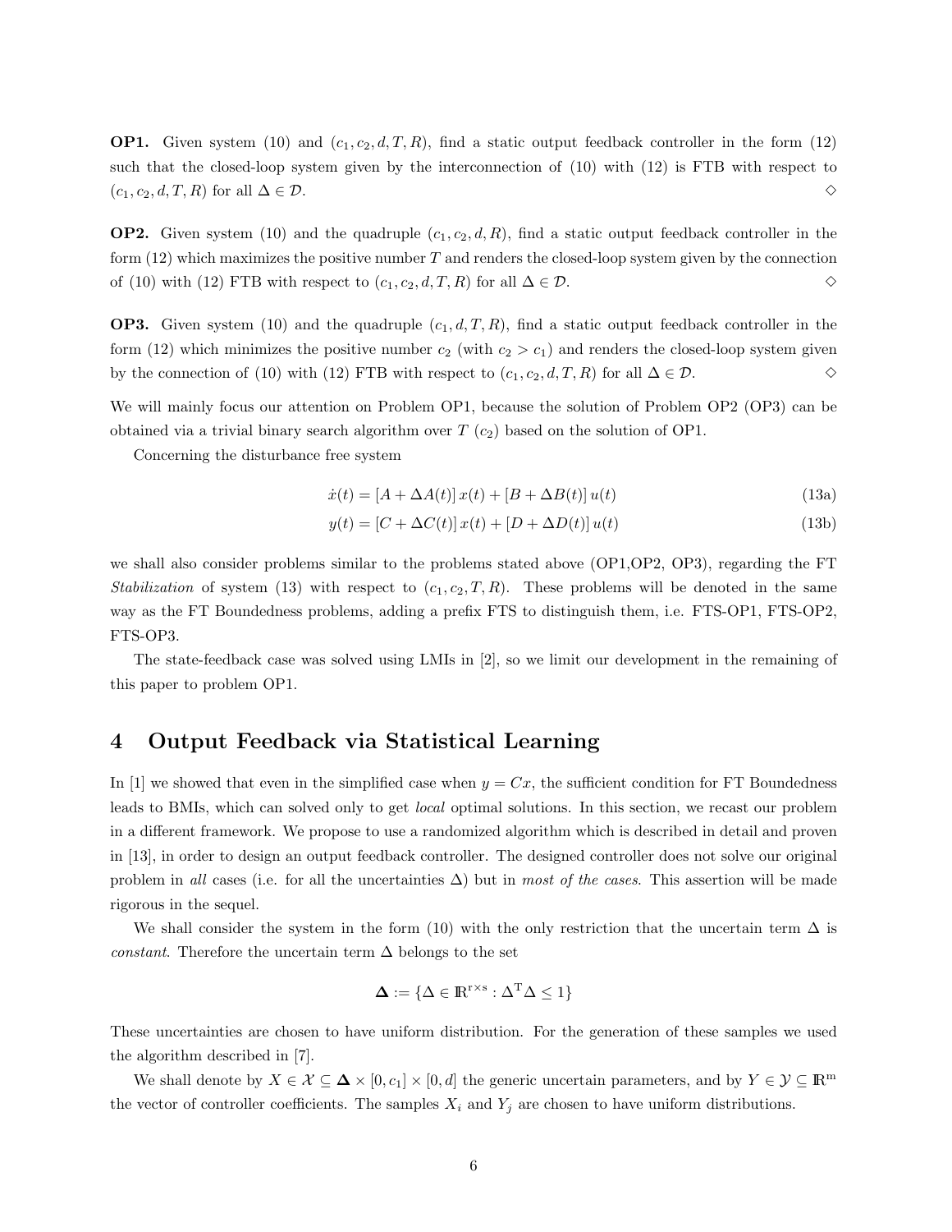**OP1.** Given system (10) and $(c_1, c_2, d, T, R)$, find a static output feedback controller in the form (12) such that the closed-loop system given by the interconnection of (10) with (12) is FTB with respect to $(c_1, c_2, d, T, R)$ for all $\Delta \in \mathcal{D}$. $\diamond$

**OP2.** Given system (10) and the quadruple $(c_1, c_2, d, R)$, find a static output feedback controller in the form (12) which maximizes the positive number $T$ and renders the closed-loop system given by the connection of (10) with (12) FTB with respect to $(c_1, c_2, d, T, R)$ for all $\Delta \in \mathcal{D}$. $\diamond$

**OP3.** Given system (10) and the quadruple $(c_1, d, T, R)$, find a static output feedback controller in the form (12) which minimizes the positive number $c_2$ (with $c_2 > c_1$) and renders the closed-loop system given by the connection of (10) with (12) FTB with respect to $(c_1, c_2, d, T, R)$ for all $\Delta \in \mathcal{D}$. $\diamond$

We will mainly focus our attention on Problem OP1, because the solution of Problem OP2 (OP3) can be obtained via a trivial binary search algorithm over $T$ ($c_2$) based on the solution of OP1.

Concerning the disturbance free system

$$\dot{x}(t) = [A + \Delta A(t)]\, x(t) + [B + \Delta B(t)]\, u(t) \tag{13a}$$

$$y(t) = [C + \Delta C(t)]\, x(t) + [D + \Delta D(t)]\, u(t) \tag{13b}$$

we shall also consider problems similar to the problems stated above (OP1,OP2, OP3), regarding the FT *Stabilization* of system (13) with respect to $(c_1, c_2, T, R)$. These problems will be denoted in the same way as the FT Boundedness problems, adding a prefix FTS to distinguish them, i.e. FTS-OP1, FTS-OP2, FTS-OP3.

The state-feedback case was solved using LMIs in [2], so we limit our development in the remaining of this paper to problem OP1.

## 4 Output Feedback via Statistical Learning

In [1] we showed that even in the simplified case when $y = Cx$, the sufficient condition for FT Boundedness leads to BMIs, which can solved only to get *local* optimal solutions. In this section, we recast our problem in a different framework. We propose to use a randomized algorithm which is described in detail and proven in [13], in order to design an output feedback controller. The designed controller does not solve our original problem in *all* cases (i.e. for all the uncertainties $\Delta$) but in *most of the cases*. This assertion will be made rigorous in the sequel.

We shall consider the system in the form (10) with the only restriction that the uncertain term $\Delta$ is *constant*. Therefore the uncertain term $\Delta$ belongs to the set

$$\mathbf{\Delta} := \{\Delta \in \mathbb{R}^{\mathrm{r}\times\mathrm{s}} : \Delta^{\mathrm{T}}\Delta \leq 1\}$$

These uncertainties are chosen to have uniform distribution. For the generation of these samples we used the algorithm described in [7].

We shall denote by $X \in \mathcal{X} \subseteq \mathbf{\Delta} \times [0, c_1] \times [0, d]$ the generic uncertain parameters, and by $Y \in \mathcal{Y} \subseteq \mathbb{R}^{\mathrm{m}}$ the vector of controller coefficients. The samples $X_i$ and $Y_j$ are chosen to have uniform distributions.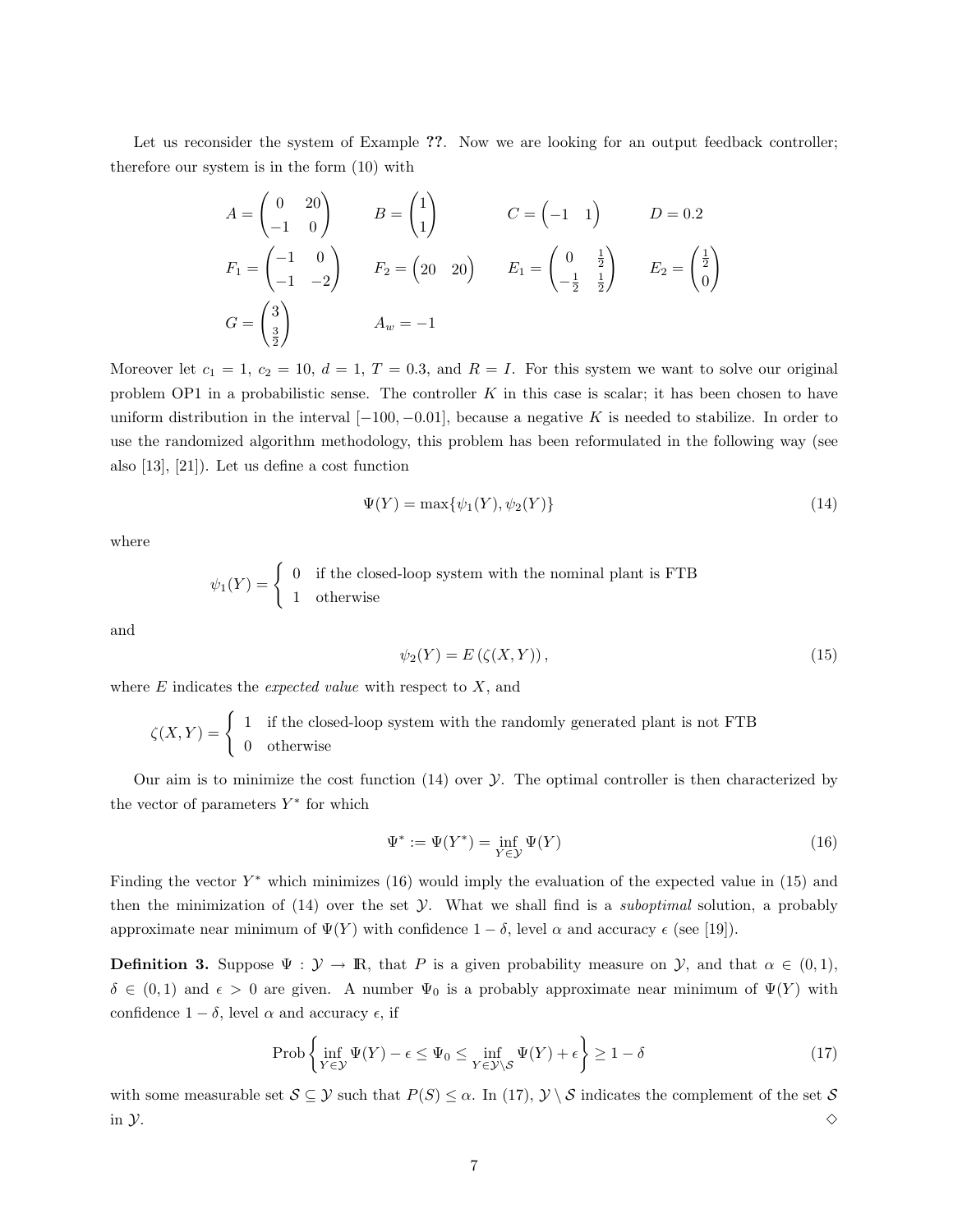Let us reconsider the system of Example ??. Now we are looking for an output feedback controller; therefore our system is in the form (10) with

$$A = \begin{pmatrix} 0 & 20 \\ -1 & 0 \end{pmatrix} \qquad B = \begin{pmatrix} 1 \\ 1 \end{pmatrix} \qquad C = \begin{pmatrix} -1 & 1 \end{pmatrix} \qquad D = 0.2$$

$$F_1 = \begin{pmatrix} -1 & 0 \\ -1 & -2 \end{pmatrix} \qquad F_2 = \begin{pmatrix} 20 & 20 \end{pmatrix} \qquad E_1 = \begin{pmatrix} 0 & \frac{1}{2} \\ -\frac{1}{2} & \frac{1}{2} \end{pmatrix} \qquad E_2 = \begin{pmatrix} \frac{1}{2} \\ 0 \end{pmatrix}$$

$$G = \begin{pmatrix} 3 \\ \frac{3}{2} \end{pmatrix} \qquad A_w = -1$$

Moreover let $c_1 = 1$, $c_2 = 10$, $d = 1$, $T = 0.3$, and $R = I$. For this system we want to solve our original problem OP1 in a probabilistic sense. The controller $K$ in this case is scalar; it has been chosen to have uniform distribution in the interval $[-100, -0.01]$, because a negative $K$ is needed to stabilize. In order to use the randomized algorithm methodology, this problem has been reformulated in the following way (see also [13], [21]). Let us define a cost function

$$\Psi(Y) = \max\{\psi_1(Y), \psi_2(Y)\} \tag{14}$$

where

$$\psi_1(Y) = \begin{cases} 0 & \text{if the closed-loop system with the nominal plant is FTB} \\ 1 & \text{otherwise} \end{cases}$$

and

$$\psi_2(Y) = E\left(\zeta(X, Y)\right), \tag{15}$$

where $E$ indicates the *expected value* with respect to $X$, and

$$\zeta(X, Y) = \begin{cases} 1 & \text{if the closed-loop system with the randomly generated plant is not FTB} \\ 0 & \text{otherwise} \end{cases}$$

Our aim is to minimize the cost function (14) over $\mathcal{Y}$. The optimal controller is then characterized by the vector of parameters $Y^*$ for which

$$\Psi^* := \Psi(Y^*) = \inf_{Y \in \mathcal{Y}} \Psi(Y) \tag{16}$$

Finding the vector $Y^*$ which minimizes (16) would imply the evaluation of the expected value in (15) and then the minimization of (14) over the set $\mathcal{Y}$. What we shall find is a *suboptimal* solution, a probably approximate near minimum of $\Psi(Y)$ with confidence $1 - \delta$, level $\alpha$ and accuracy $\epsilon$ (see [19]).

**Definition 3.** Suppose $\Psi : \mathcal{Y} \to \mathbb{R}$, that $P$ is a given probability measure on $\mathcal{Y}$, and that $\alpha \in (0, 1)$, $\delta \in (0, 1)$ and $\epsilon > 0$ are given. A number $\Psi_0$ is a probably approximate near minimum of $\Psi(Y)$ with confidence $1 - \delta$, level $\alpha$ and accuracy $\epsilon$, if

$$\text{Prob}\left\{ \inf_{Y \in \mathcal{Y}} \Psi(Y) - \epsilon \leq \Psi_0 \leq \inf_{Y \in \mathcal{Y} \setminus \mathcal{S}} \Psi(Y) + \epsilon \right\} \geq 1 - \delta \tag{17}$$

with some measurable set $\mathcal{S} \subseteq \mathcal{Y}$ such that $P(\mathcal{S}) \leq \alpha$. In (17), $\mathcal{Y} \setminus \mathcal{S}$ indicates the complement of the set $\mathcal{S}$ in $\mathcal{Y}$. ◇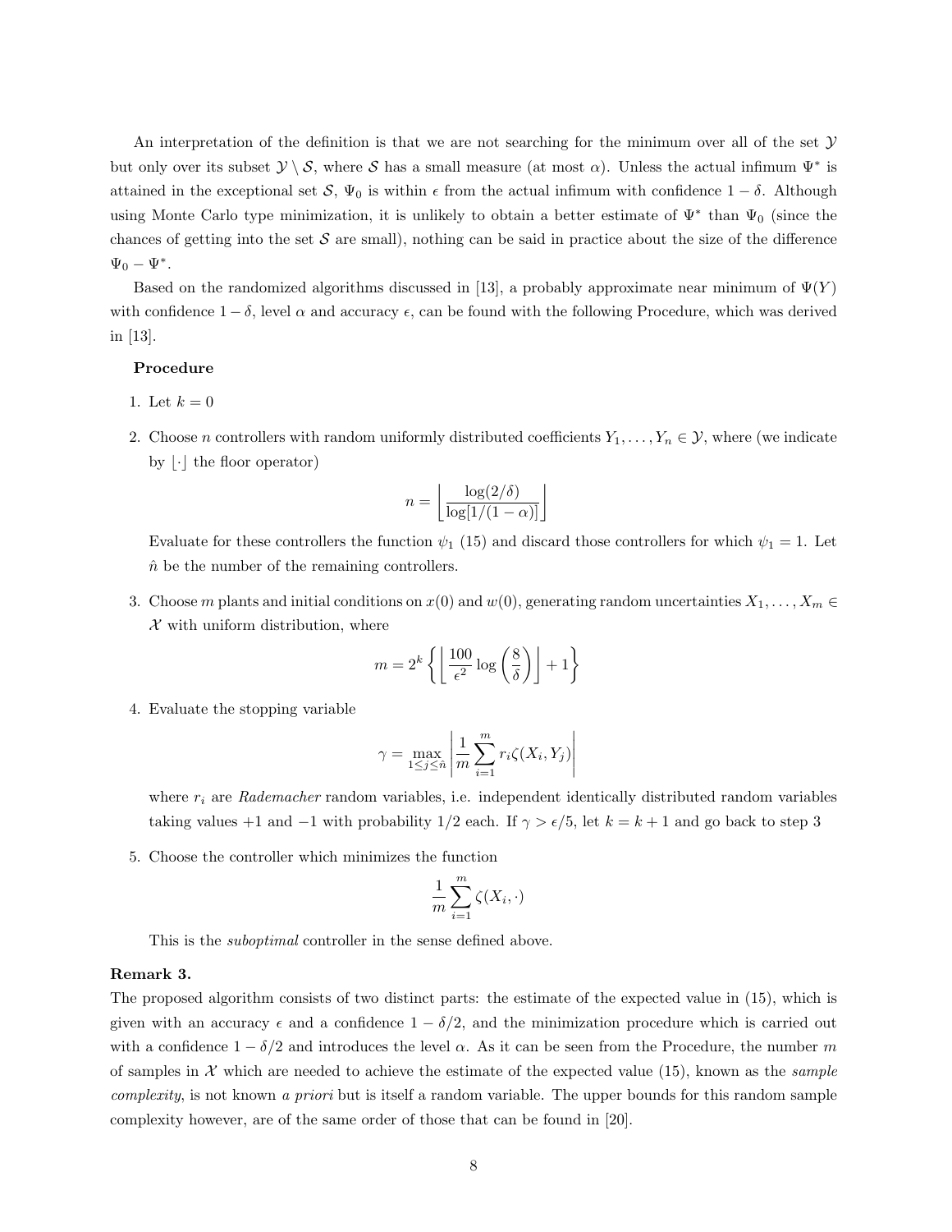An interpretation of the definition is that we are not searching for the minimum over all of the set $\mathcal{Y}$ but only over its subset $\mathcal{Y} \setminus \mathcal{S}$, where $\mathcal{S}$ has a small measure (at most $\alpha$). Unless the actual infimum $\Psi^*$ is attained in the exceptional set $\mathcal{S}$, $\Psi_0$ is within $\epsilon$ from the actual infimum with confidence $1-\delta$. Although using Monte Carlo type minimization, it is unlikely to obtain a better estimate of $\Psi^*$ than $\Psi_0$ (since the chances of getting into the set $\mathcal{S}$ are small), nothing can be said in practice about the size of the difference $\Psi_0 - \Psi^*$.

Based on the randomized algorithms discussed in [13], a probably approximate near minimum of $\Psi(Y)$ with confidence $1-\delta$, level $\alpha$ and accuracy $\epsilon$, can be found with the following Procedure, which was derived in [13].

**Procedure**

1. Let $k = 0$
2. Choose $n$ controllers with random uniformly distributed coefficients $Y_1, \ldots, Y_n \in \mathcal{Y}$, where (we indicate by $\lfloor \cdot \rfloor$ the floor operator)

$$n = \left\lfloor \frac{\log(2/\delta)}{\log[1/(1-\alpha)]} \right\rfloor$$

   Evaluate for these controllers the function $\psi_1$ (15) and discard those controllers for which $\psi_1 = 1$. Let $\hat{n}$ be the number of the remaining controllers.

3. Choose $m$ plants and initial conditions on $x(0)$ and $w(0)$, generating random uncertainties $X_1, \ldots, X_m \in \mathcal{X}$ with uniform distribution, where

$$m = 2^k \left\{ \left\lfloor \frac{100}{\epsilon^2} \log\left(\frac{8}{\delta}\right) \right\rfloor + 1 \right\}$$

4. Evaluate the stopping variable

$$\gamma = \max_{1 \leq j \leq \hat{n}} \left| \frac{1}{m} \sum_{i=1}^{m} r_i \zeta(X_i, Y_j) \right|$$

   where $r_i$ are *Rademacher* random variables, i.e. independent identically distributed random variables taking values $+1$ and $-1$ with probability $1/2$ each. If $\gamma > \epsilon/5$, let $k = k+1$ and go back to step 3

5. Choose the controller which minimizes the function

$$\frac{1}{m} \sum_{i=1}^{m} \zeta(X_i, \cdot)$$

   This is the *suboptimal* controller in the sense defined above.

**Remark 3.**
The proposed algorithm consists of two distinct parts: the estimate of the expected value in (15), which is given with an accuracy $\epsilon$ and a confidence $1-\delta/2$, and the minimization procedure which is carried out with a confidence $1-\delta/2$ and introduces the level $\alpha$. As it can be seen from the Procedure, the number $m$ of samples in $\mathcal{X}$ which are needed to achieve the estimate of the expected value (15), known as the *sample complexity*, is not known *a priori* but is itself a random variable. The upper bounds for this random sample complexity however, are of the same order of those that can be found in [20].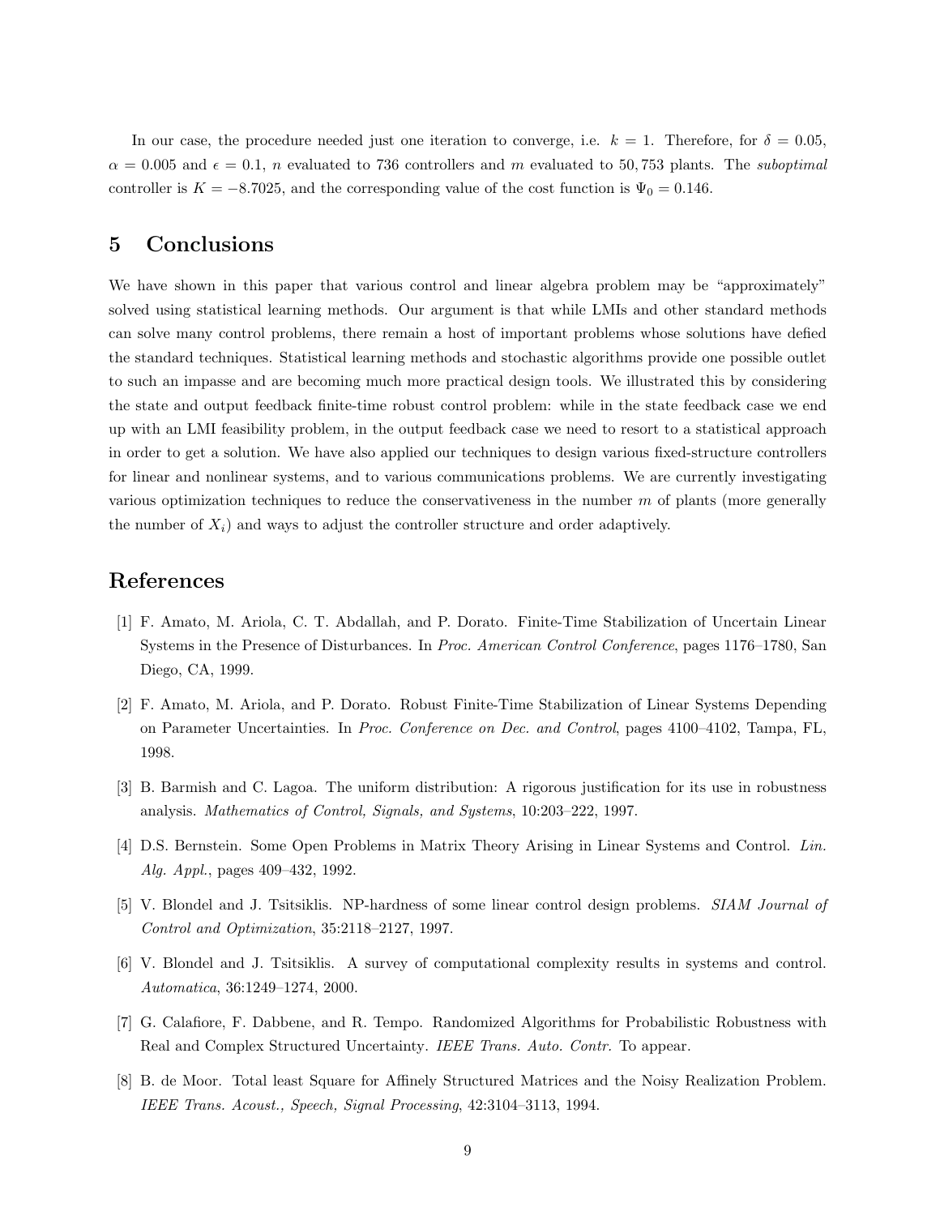In our case, the procedure needed just one iteration to converge, i.e. $k = 1$. Therefore, for $\delta = 0.05$, $\alpha = 0.005$ and $\epsilon = 0.1$, $n$ evaluated to 736 controllers and $m$ evaluated to 50,753 plants. The *suboptimal* controller is $K = -8.7025$, and the corresponding value of the cost function is $\Psi_0 = 0.146$.

## 5 Conclusions

We have shown in this paper that various control and linear algebra problem may be "approximately" solved using statistical learning methods. Our argument is that while LMIs and other standard methods can solve many control problems, there remain a host of important problems whose solutions have defied the standard techniques. Statistical learning methods and stochastic algorithms provide one possible outlet to such an impasse and are becoming much more practical design tools. We illustrated this by considering the state and output feedback finite-time robust control problem: while in the state feedback case we end up with an LMI feasibility problem, in the output feedback case we need to resort to a statistical approach in order to get a solution. We have also applied our techniques to design various fixed-structure controllers for linear and nonlinear systems, and to various communications problems. We are currently investigating various optimization techniques to reduce the conservativeness in the number $m$ of plants (more generally the number of $X_i$) and ways to adjust the controller structure and order adaptively.

## References

[1] F. Amato, M. Ariola, C. T. Abdallah, and P. Dorato. Finite-Time Stabilization of Uncertain Linear Systems in the Presence of Disturbances. In *Proc. American Control Conference*, pages 1176–1780, San Diego, CA, 1999.

[2] F. Amato, M. Ariola, and P. Dorato. Robust Finite-Time Stabilization of Linear Systems Depending on Parameter Uncertainties. In *Proc. Conference on Dec. and Control*, pages 4100–4102, Tampa, FL, 1998.

[3] B. Barmish and C. Lagoa. The uniform distribution: A rigorous justification for its use in robustness analysis. *Mathematics of Control, Signals, and Systems*, 10:203–222, 1997.

[4] D.S. Bernstein. Some Open Problems in Matrix Theory Arising in Linear Systems and Control. *Lin. Alg. Appl.*, pages 409–432, 1992.

[5] V. Blondel and J. Tsitsiklis. NP-hardness of some linear control design problems. *SIAM Journal of Control and Optimization*, 35:2118–2127, 1997.

[6] V. Blondel and J. Tsitsiklis. A survey of computational complexity results in systems and control. *Automatica*, 36:1249–1274, 2000.

[7] G. Calafiore, F. Dabbene, and R. Tempo. Randomized Algorithms for Probabilistic Robustness with Real and Complex Structured Uncertainty. *IEEE Trans. Auto. Contr.* To appear.

[8] B. de Moor. Total least Square for Affinely Structured Matrices and the Noisy Realization Problem. *IEEE Trans. Acoust., Speech, Signal Processing*, 42:3104–3113, 1994.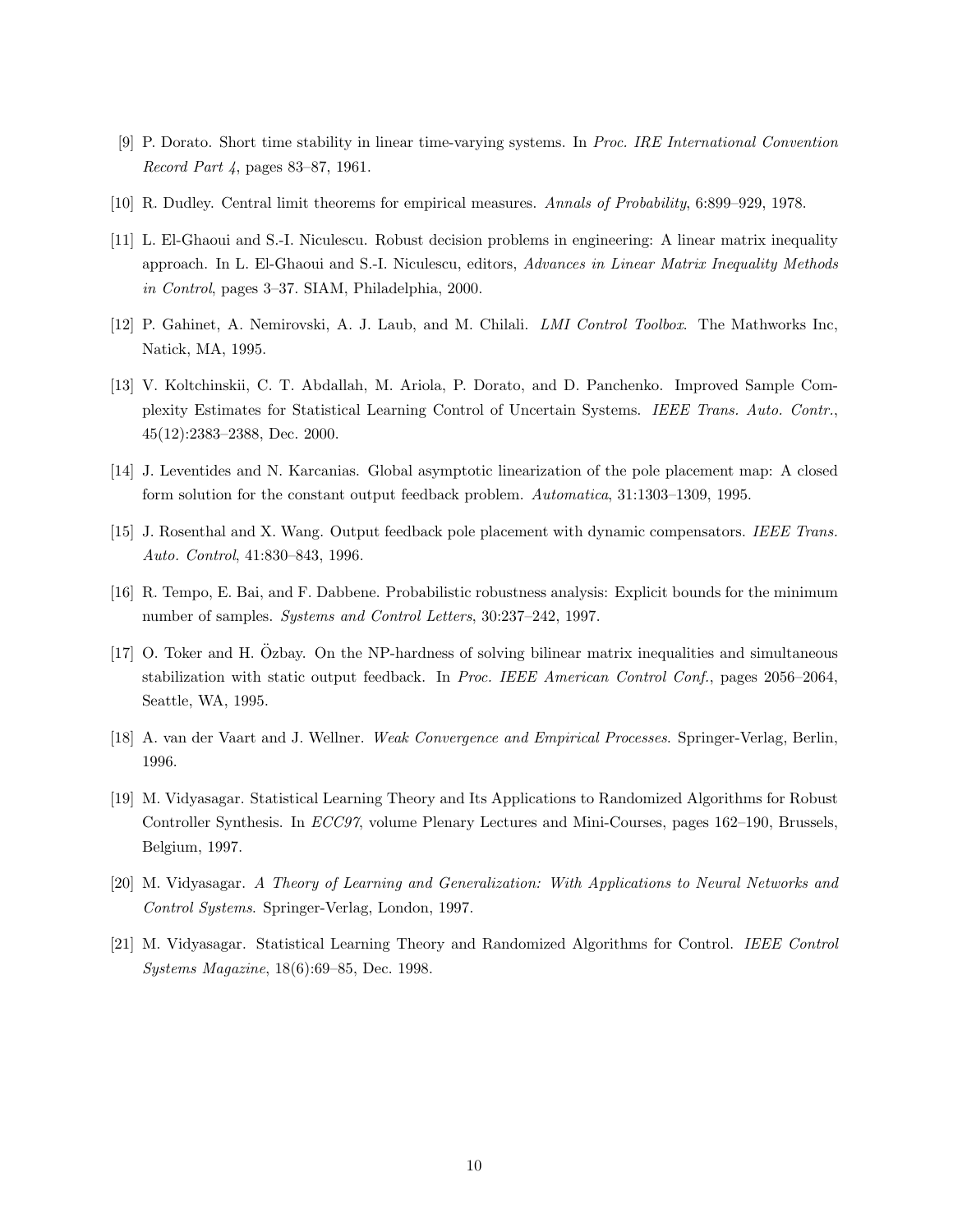[9] P. Dorato. Short time stability in linear time-varying systems. In *Proc. IRE International Convention Record Part 4*, pages 83–87, 1961.

[10] R. Dudley. Central limit theorems for empirical measures. *Annals of Probability*, 6:899–929, 1978.

[11] L. El-Ghaoui and S.-I. Niculescu. Robust decision problems in engineering: A linear matrix inequality approach. In L. El-Ghaoui and S.-I. Niculescu, editors, *Advances in Linear Matrix Inequality Methods in Control*, pages 3–37. SIAM, Philadelphia, 2000.

[12] P. Gahinet, A. Nemirovski, A. J. Laub, and M. Chilali. *LMI Control Toolbox*. The Mathworks Inc, Natick, MA, 1995.

[13] V. Koltchinskii, C. T. Abdallah, M. Ariola, P. Dorato, and D. Panchenko. Improved Sample Complexity Estimates for Statistical Learning Control of Uncertain Systems. *IEEE Trans. Auto. Contr.*, 45(12):2383–2388, Dec. 2000.

[14] J. Leventides and N. Karcanias. Global asymptotic linearization of the pole placement map: A closed form solution for the constant output feedback problem. *Automatica*, 31:1303–1309, 1995.

[15] J. Rosenthal and X. Wang. Output feedback pole placement with dynamic compensators. *IEEE Trans. Auto. Control*, 41:830–843, 1996.

[16] R. Tempo, E. Bai, and F. Dabbene. Probabilistic robustness analysis: Explicit bounds for the minimum number of samples. *Systems and Control Letters*, 30:237–242, 1997.

[17] O. Toker and H. Özbay. On the NP-hardness of solving bilinear matrix inequalities and simultaneous stabilization with static output feedback. In *Proc. IEEE American Control Conf.*, pages 2056–2064, Seattle, WA, 1995.

[18] A. van der Vaart and J. Wellner. *Weak Convergence and Empirical Processes*. Springer-Verlag, Berlin, 1996.

[19] M. Vidyasagar. Statistical Learning Theory and Its Applications to Randomized Algorithms for Robust Controller Synthesis. In *ECC97*, volume Plenary Lectures and Mini-Courses, pages 162–190, Brussels, Belgium, 1997.

[20] M. Vidyasagar. *A Theory of Learning and Generalization: With Applications to Neural Networks and Control Systems*. Springer-Verlag, London, 1997.

[21] M. Vidyasagar. Statistical Learning Theory and Randomized Algorithms for Control. *IEEE Control Systems Magazine*, 18(6):69–85, Dec. 1998.